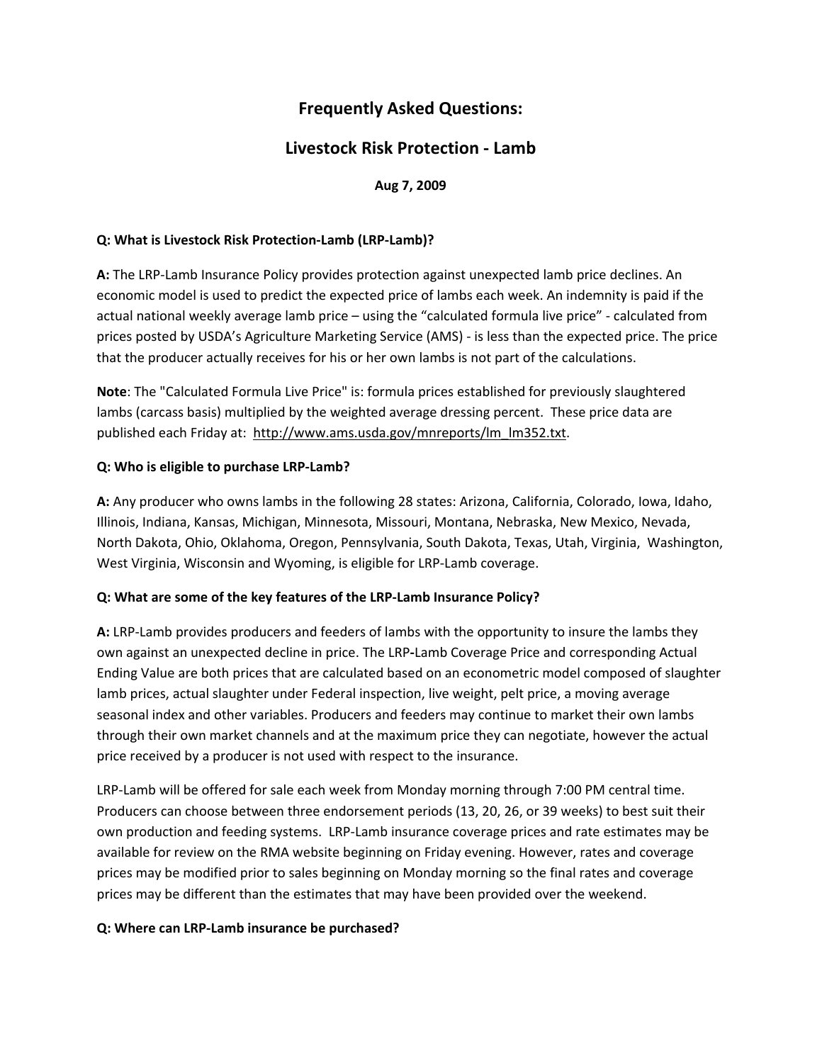# Frequently Asked Questions:

## Livestock Risk Protection - Lamb

**Aug 7, 2009**

**Q: What is Livestock Risk Protection-Lamb (LRP-Lamb)?**

**A:** The LRP-Lamb Insurance Policy provides protection against unexpected lamb price declines. An economic model is used to predict the expected price of lambs each week. An indemnity is paid if the actual national weekly average lamb price – using the "calculated formula live price" - calculated from prices posted by USDA's Agriculture Marketing Service (AMS) - is less than the expected price. The price that the producer actually receives for his or her own lambs is not part of the calculations.

**Note**: The "Calculated Formula Live Price" is: formula prices established for previously slaughtered lambs (carcass basis) multiplied by the weighted average dressing percent. These price data are published each Friday at: http://www.ams.usda.gov/mnreports/lm_lm352.txt.

**Q: Who is eligible to purchase LRP-Lamb?**

**A:** Any producer who owns lambs in the following 28 states: Arizona, California, Colorado, Iowa, Idaho, Illinois, Indiana, Kansas, Michigan, Minnesota, Missouri, Montana, Nebraska, New Mexico, Nevada, North Dakota, Ohio, Oklahoma, Oregon, Pennsylvania, South Dakota, Texas, Utah, Virginia, Washington, West Virginia, Wisconsin and Wyoming, is eligible for LRP-Lamb coverage.

**Q: What are some of the key features of the LRP-Lamb Insurance Policy?**

**A:** LRP-Lamb provides producers and feeders of lambs with the opportunity to insure the lambs they own against an unexpected decline in price. The LRP-Lamb Coverage Price and corresponding Actual Ending Value are both prices that are calculated based on an econometric model composed of slaughter lamb prices, actual slaughter under Federal inspection, live weight, pelt price, a moving average seasonal index and other variables. Producers and feeders may continue to market their own lambs through their own market channels and at the maximum price they can negotiate, however the actual price received by a producer is not used with respect to the insurance.

LRP-Lamb will be offered for sale each week from Monday morning through 7:00 PM central time. Producers can choose between three endorsement periods (13, 20, 26, or 39 weeks) to best suit their own production and feeding systems. LRP-Lamb insurance coverage prices and rate estimates may be available for review on the RMA website beginning on Friday evening. However, rates and coverage prices may be modified prior to sales beginning on Monday morning so the final rates and coverage prices may be different than the estimates that may have been provided over the weekend.

**Q: Where can LRP-Lamb insurance be purchased?**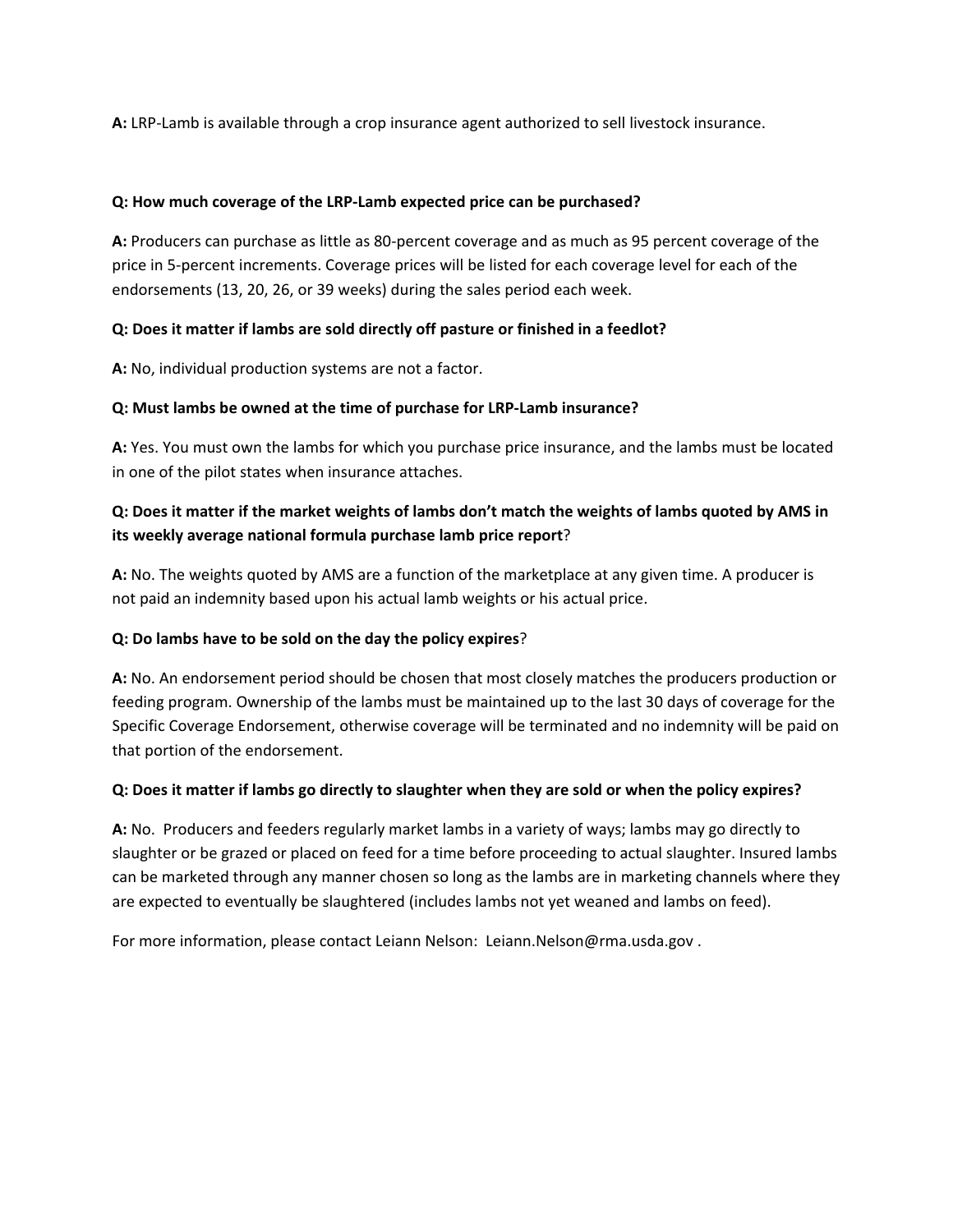**A:** LRP-Lamb is available through a crop insurance agent authorized to sell livestock insurance.

**Q: How much coverage of the LRP-Lamb expected price can be purchased?**

**A:** Producers can purchase as little as 80-percent coverage and as much as 95 percent coverage of the price in 5-percent increments. Coverage prices will be listed for each coverage level for each of the endorsements (13, 20, 26, or 39 weeks) during the sales period each week.

**Q: Does it matter if lambs are sold directly off pasture or finished in a feedlot?**

**A:** No, individual production systems are not a factor.

**Q: Must lambs be owned at the time of purchase for LRP-Lamb insurance?**

**A:** Yes. You must own the lambs for which you purchase price insurance, and the lambs must be located in one of the pilot states when insurance attaches.

**Q: Does it matter if the market weights of lambs don't match the weights of lambs quoted by AMS in its weekly average national formula purchase lamb price report**?

**A:** No. The weights quoted by AMS are a function of the marketplace at any given time. A producer is not paid an indemnity based upon his actual lamb weights or his actual price.

**Q: Do lambs have to be sold on the day the policy expires**?

**A:** No. An endorsement period should be chosen that most closely matches the producers production or feeding program. Ownership of the lambs must be maintained up to the last 30 days of coverage for the Specific Coverage Endorsement, otherwise coverage will be terminated and no indemnity will be paid on that portion of the endorsement.

**Q: Does it matter if lambs go directly to slaughter when they are sold or when the policy expires?**

**A:** No. Producers and feeders regularly market lambs in a variety of ways; lambs may go directly to slaughter or be grazed or placed on feed for a time before proceeding to actual slaughter. Insured lambs can be marketed through any manner chosen so long as the lambs are in marketing channels where they are expected to eventually be slaughtered (includes lambs not yet weaned and lambs on feed).

For more information, please contact Leiann Nelson: Leiann.Nelson@rma.usda.gov .